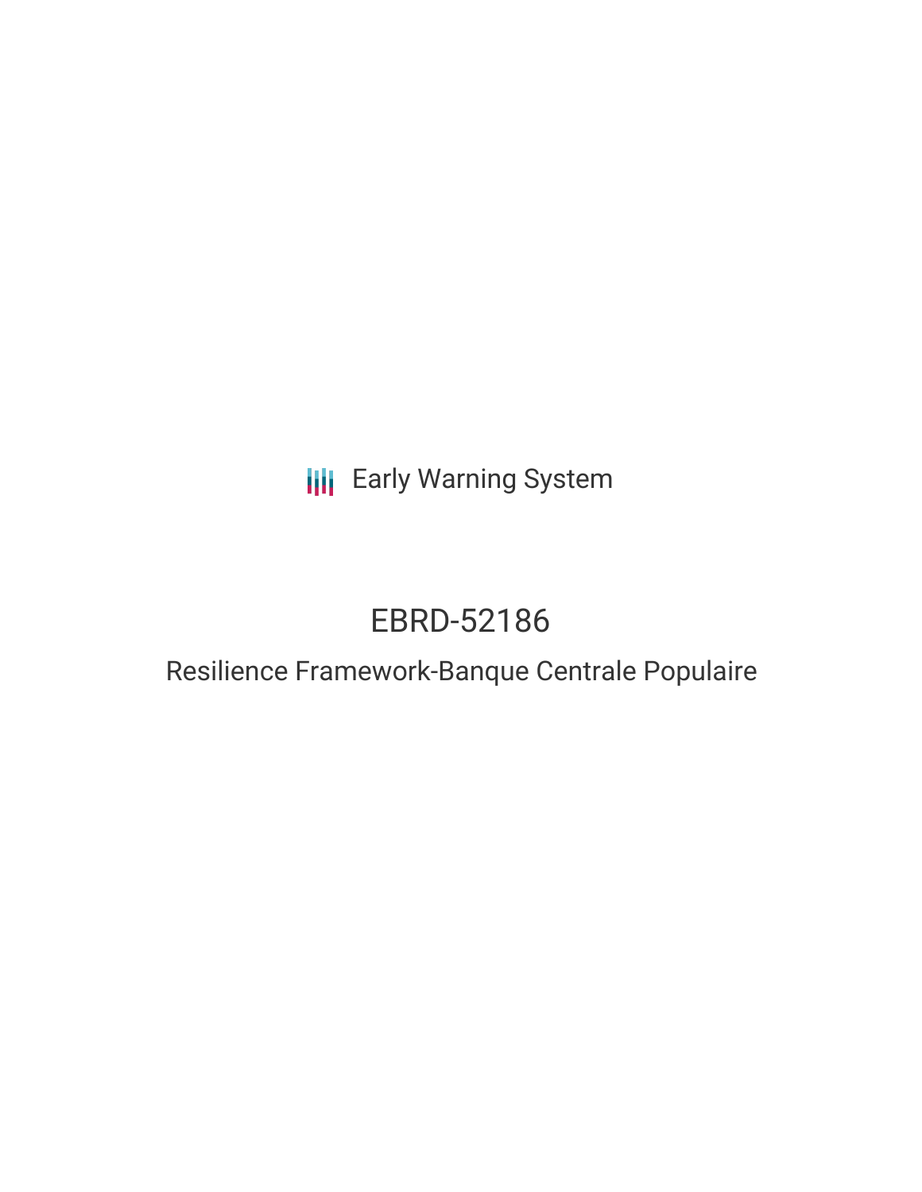Early Warning System

# EBRD-52186

## Resilience Framework-Banque Centrale Populaire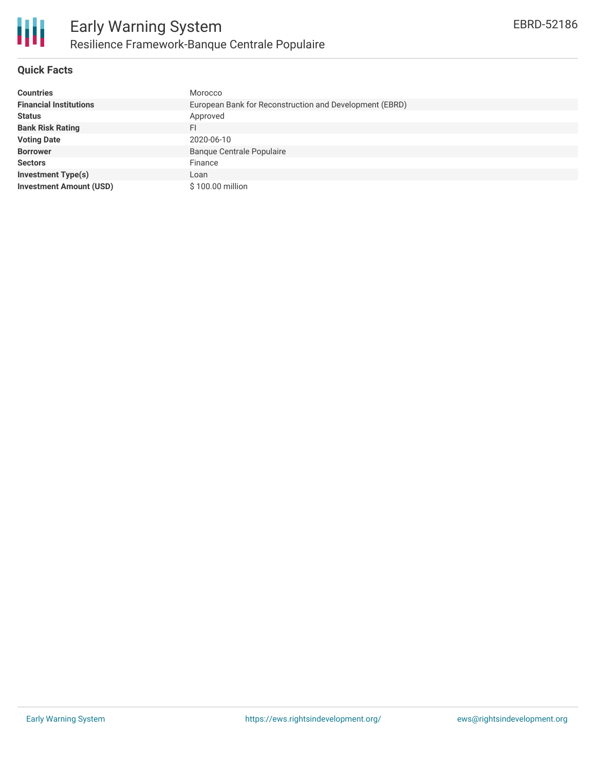# Early Warning System

## Resilience Framework-Banque Centrale Populaire

EBRD-52186

### Quick Facts

| | |
|---|---|
| **Countries** | Morocco |
| **Financial Institutions** | European Bank for Reconstruction and Development (EBRD) |
| **Status** | Approved |
| **Bank Risk Rating** | FI |
| **Voting Date** | 2020-06-10 |
| **Borrower** | Banque Centrale Populaire |
| **Sectors** | Finance |
| **Investment Type(s)** | Loan |
| **Investment Amount (USD)** | $ 100.00 million |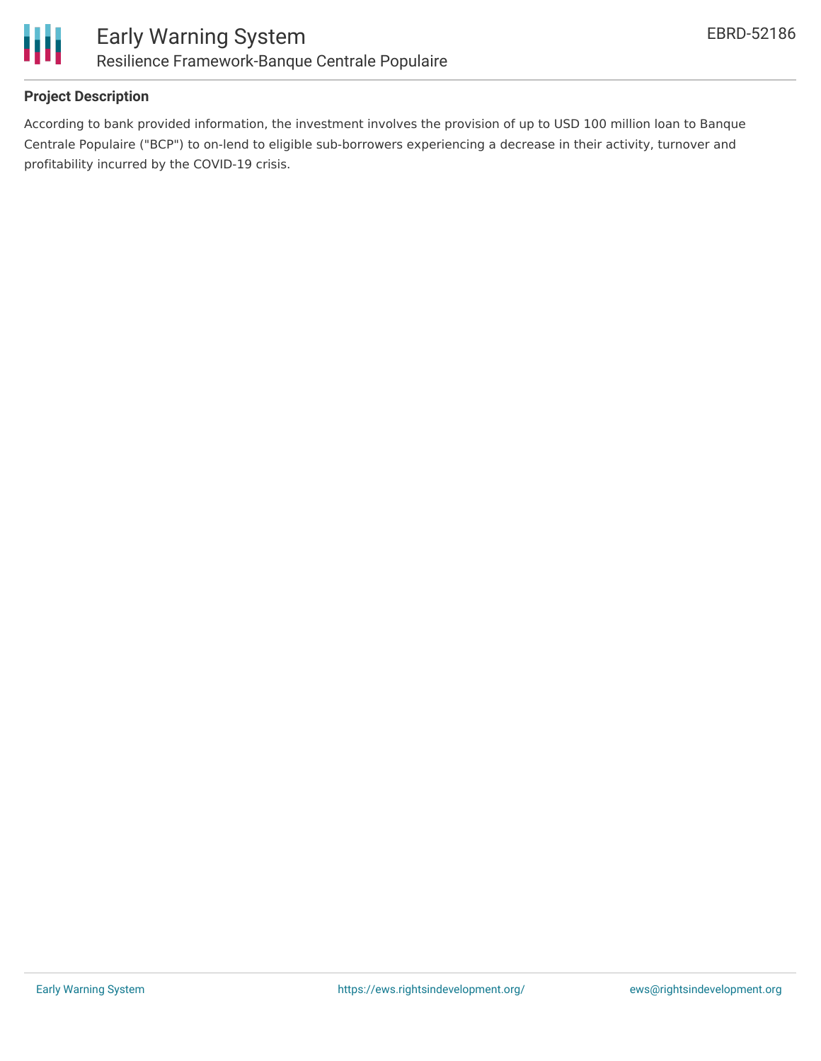## Project Description

According to bank provided information, the investment involves the provision of up to USD 100 million loan to Banque Centrale Populaire ("BCP") to on-lend to eligible sub-borrowers experiencing a decrease in their activity, turnover and profitability incurred by the COVID-19 crisis.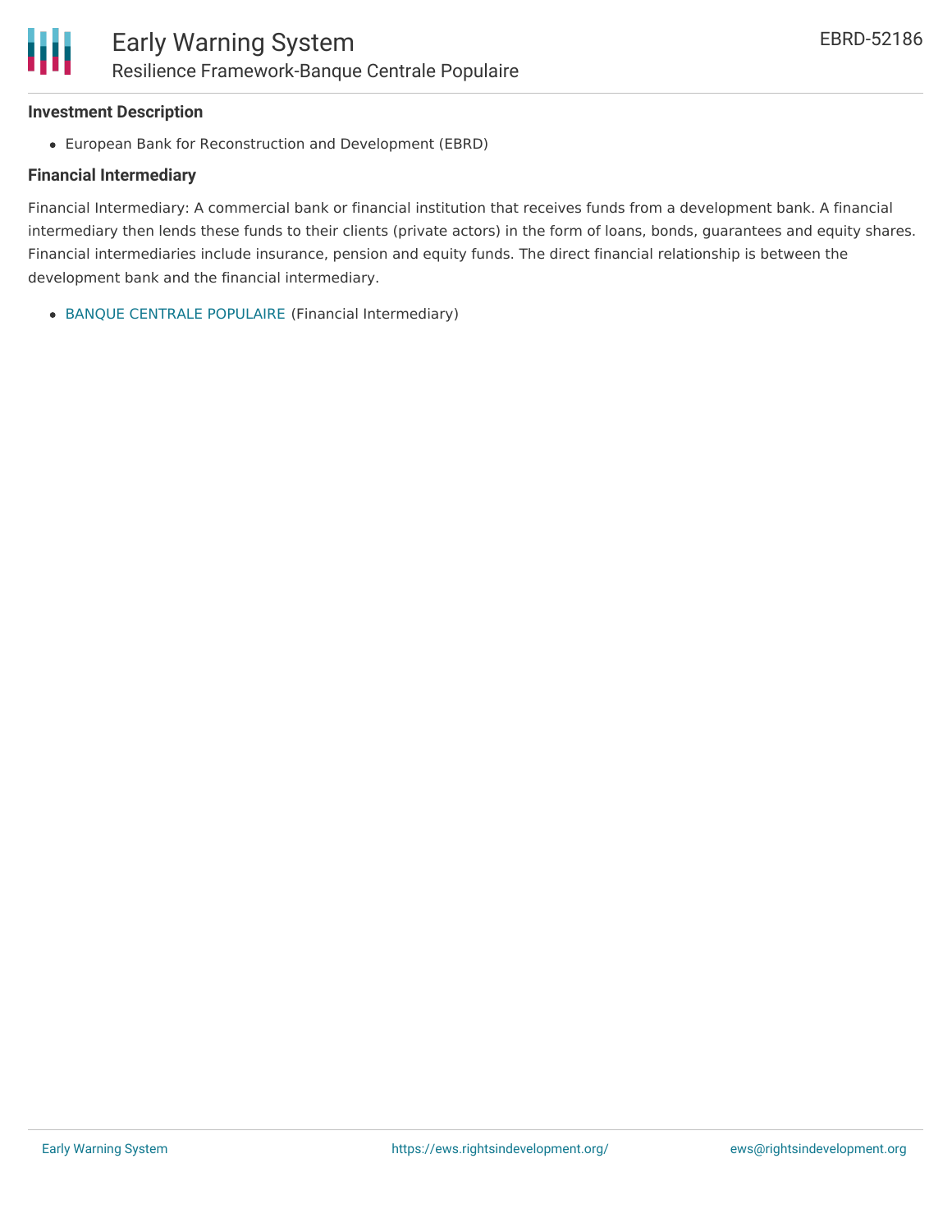### Investment Description

- European Bank for Reconstruction and Development (EBRD)

### Financial Intermediary

Financial Intermediary: A commercial bank or financial institution that receives funds from a development bank. A financial intermediary then lends these funds to their clients (private actors) in the form of loans, bonds, guarantees and equity shares. Financial intermediaries include insurance, pension and equity funds. The direct financial relationship is between the development bank and the financial intermediary.

- BANQUE CENTRALE POPULAIRE (Financial Intermediary)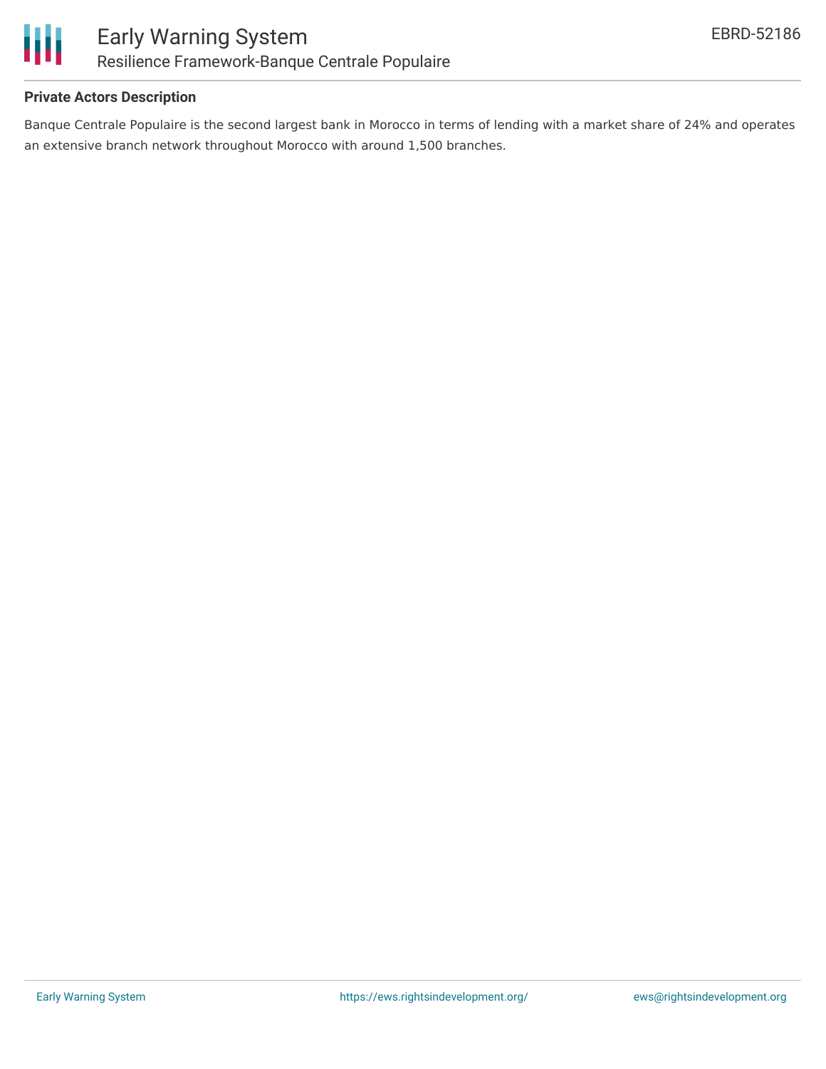### Private Actors Description

Banque Centrale Populaire is the second largest bank in Morocco in terms of lending with a market share of 24% and operates an extensive branch network throughout Morocco with around 1,500 branches.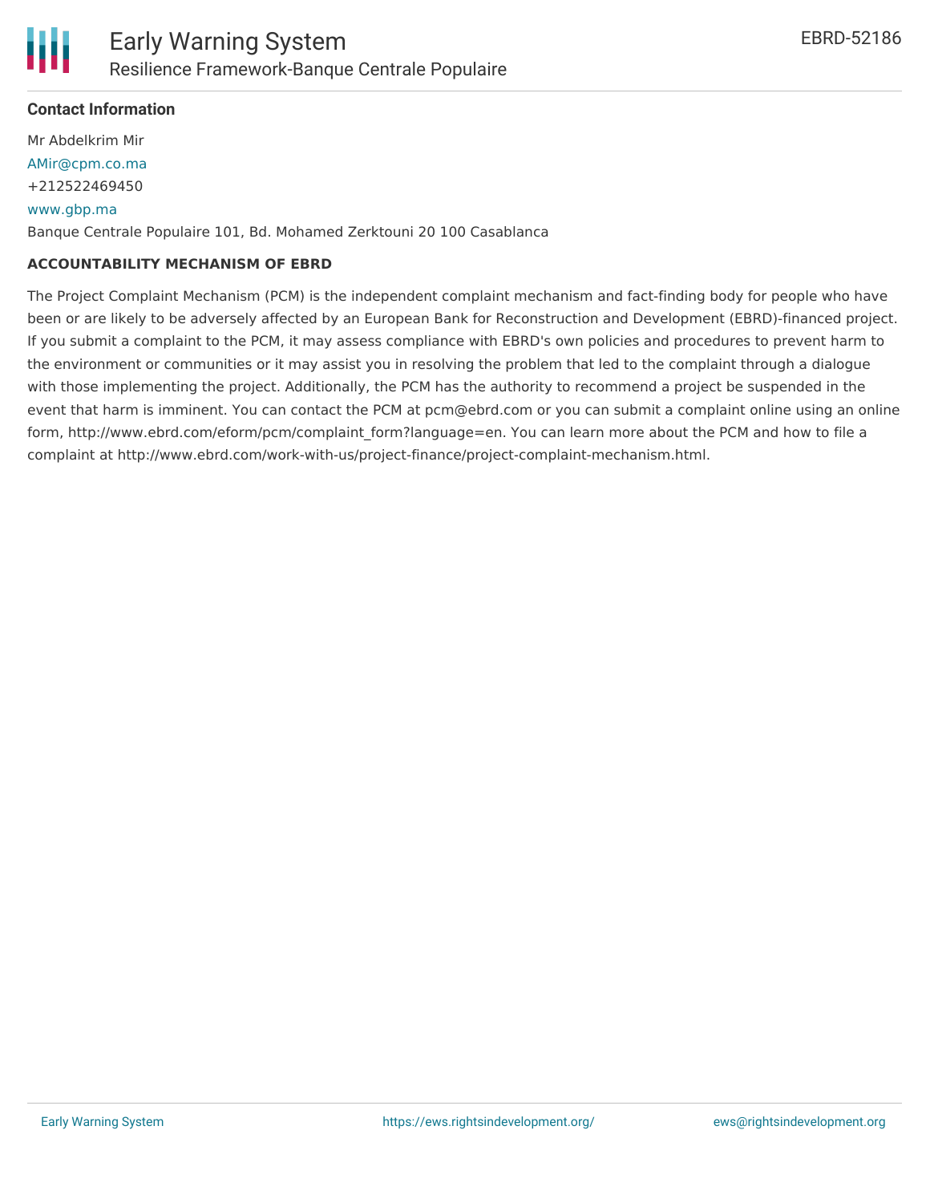**Contact Information**

Mr Abdelkrim Mir

AMir@cpm.co.ma

+212522469450

www.gbp.ma

Banque Centrale Populaire 101, Bd. Mohamed Zerktouni 20 100 Casablanca

**ACCOUNTABILITY MECHANISM OF EBRD**

The Project Complaint Mechanism (PCM) is the independent complaint mechanism and fact-finding body for people who have been or are likely to be adversely affected by an European Bank for Reconstruction and Development (EBRD)-financed project. If you submit a complaint to the PCM, it may assess compliance with EBRD's own policies and procedures to prevent harm to the environment or communities or it may assist you in resolving the problem that led to the complaint through a dialogue with those implementing the project. Additionally, the PCM has the authority to recommend a project be suspended in the event that harm is imminent. You can contact the PCM at pcm@ebrd.com or you can submit a complaint online using an online form, http://www.ebrd.com/eform/pcm/complaint_form?language=en. You can learn more about the PCM and how to file a complaint at http://www.ebrd.com/work-with-us/project-finance/project-complaint-mechanism.html.